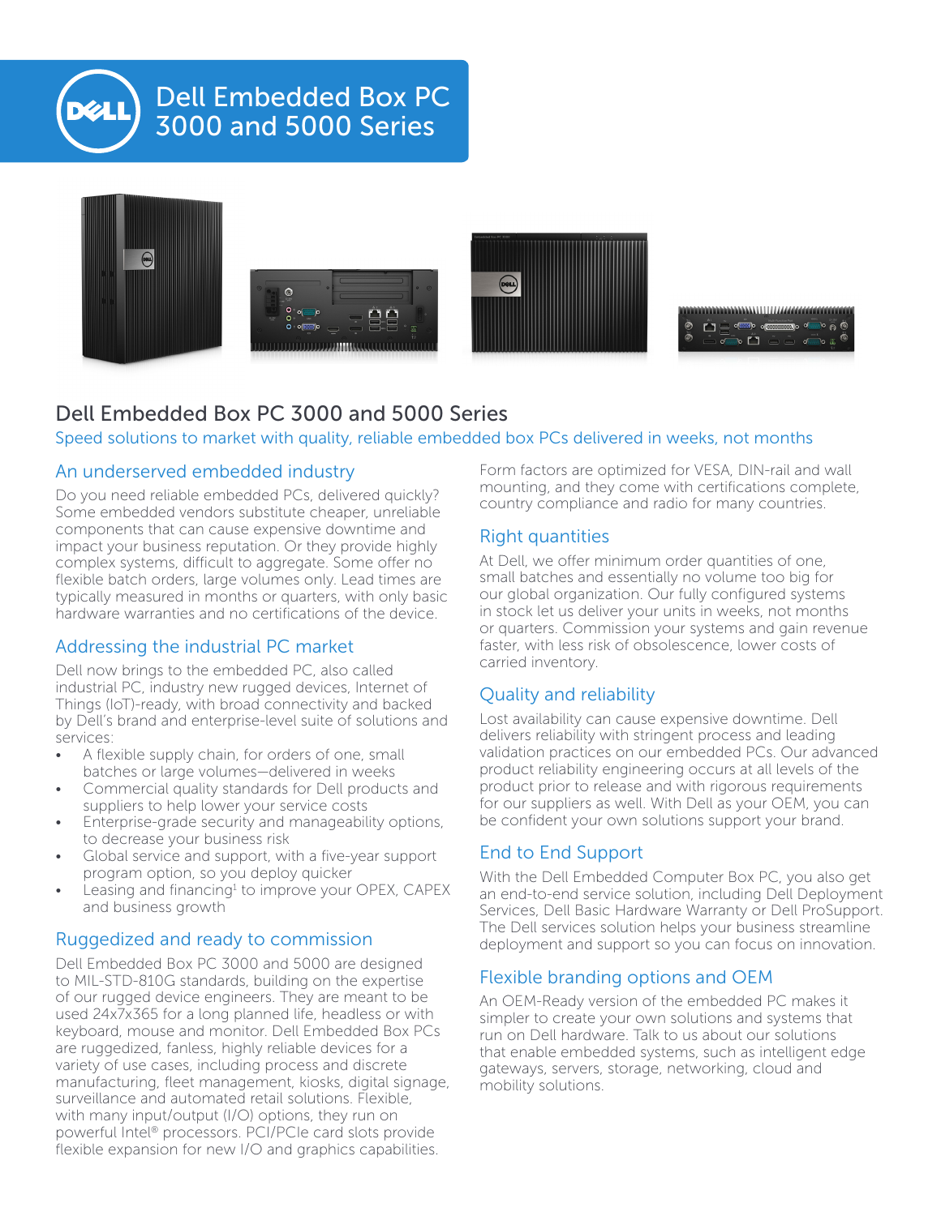# Dell Embedded Box PC 3000 and 5000 Series

## Dell Embedded Box PC 3000 and 5000 Series

Speed solutions to market with quality, reliable embedded box PCs delivered in weeks, not months

### An underserved embedded industry

Do you need reliable embedded PCs, delivered quickly? Some embedded vendors substitute cheaper, unreliable components that can cause expensive downtime and impact your business reputation. Or they provide highly complex systems, difficult to aggregate. Some offer no flexible batch orders, large volumes only. Lead times are typically measured in months or quarters, with only basic hardware warranties and no certifications of the device.

### Addressing the industrial PC market

Dell now brings to the embedded PC, also called industrial PC, industry new rugged devices, Internet of Things (IoT)-ready, with broad connectivity and backed by Dell's brand and enterprise-level suite of solutions and services:

- A flexible supply chain, for orders of one, small batches or large volumes—delivered in weeks
- Commercial quality standards for Dell products and suppliers to help lower your service costs
- Enterprise-grade security and manageability options, to decrease your business risk
- Global service and support, with a five-year support program option, so you deploy quicker
- Leasing and financing[1] to improve your OPEX, CAPEX and business growth

### Ruggedized and ready to commission

Dell Embedded Box PC 3000 and 5000 are designed to MIL-STD-810G standards, building on the expertise of our rugged device engineers. They are meant to be used 24x7x365 for a long planned life, headless or with keyboard, mouse and monitor. Dell Embedded Box PCs are ruggedized, fanless, highly reliable devices for a variety of use cases, including process and discrete manufacturing, fleet management, kiosks, digital signage, surveillance and automated retail solutions. Flexible, with many input/output (I/O) options, they run on powerful Intel® processors. PCI/PCIe card slots provide flexible expansion for new I/O and graphics capabilities.

Form factors are optimized for VESA, DIN-rail and wall mounting, and they come with certifications complete, country compliance and radio for many countries.

### Right quantities

At Dell, we offer minimum order quantities of one, small batches and essentially no volume too big for our global organization. Our fully configured systems in stock let us deliver your units in weeks, not months or quarters. Commission your systems and gain revenue faster, with less risk of obsolescence, lower costs of carried inventory.

### Quality and reliability

Lost availability can cause expensive downtime. Dell delivers reliability with stringent process and leading validation practices on our embedded PCs. Our advanced product reliability engineering occurs at all levels of the product prior to release and with rigorous requirements for our suppliers as well. With Dell as your OEM, you can be confident your own solutions support your brand.

### End to End Support

With the Dell Embedded Computer Box PC, you also get an end-to-end service solution, including Dell Deployment Services, Dell Basic Hardware Warranty or Dell ProSupport. The Dell services solution helps your business streamline deployment and support so you can focus on innovation.

### Flexible branding options and OEM

An OEM-Ready version of the embedded PC makes it simpler to create your own solutions and systems that run on Dell hardware. Talk to us about our solutions that enable embedded systems, such as intelligent edge gateways, servers, storage, networking, cloud and mobility solutions.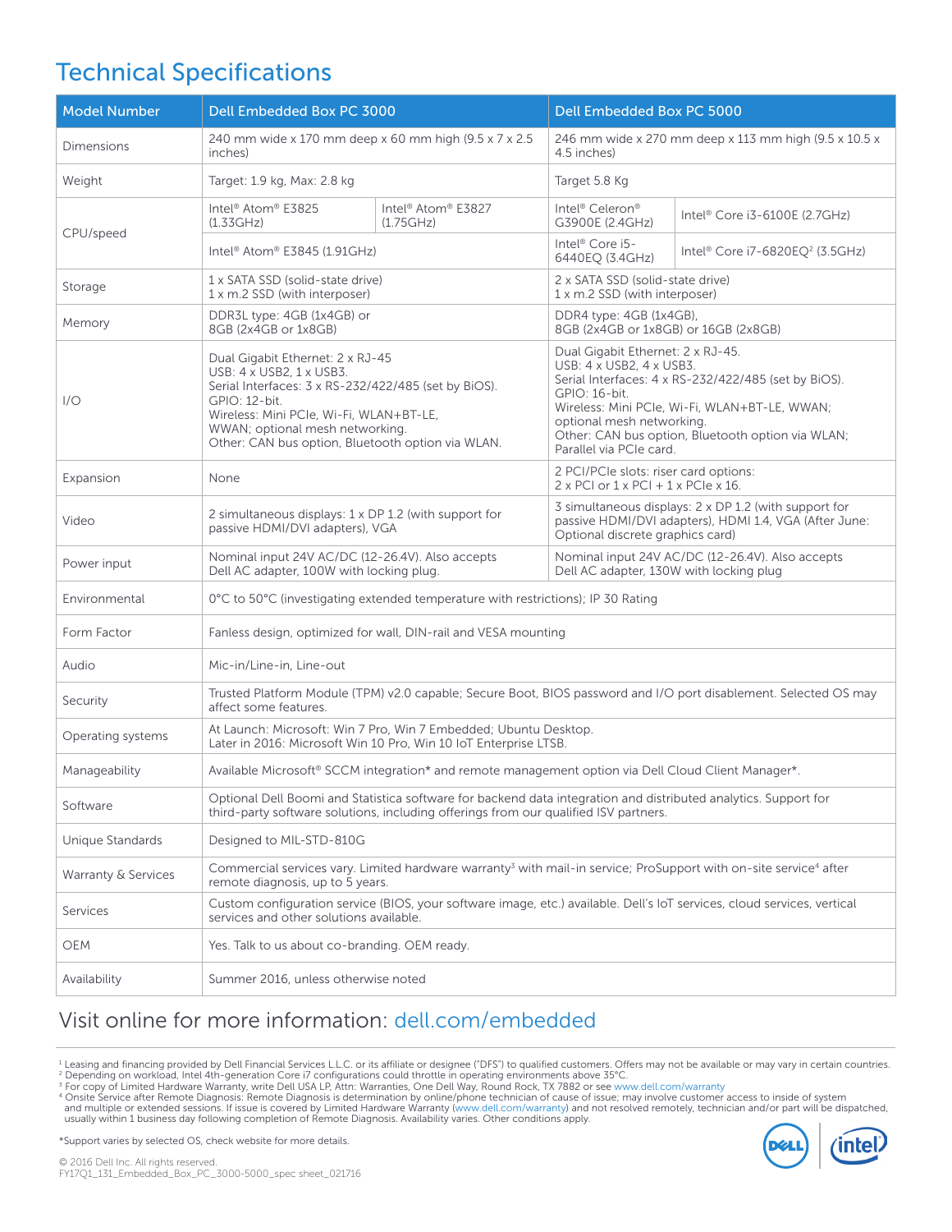# Technical Specifications

| Model Number | Dell Embedded Box PC 3000 | | Dell Embedded Box PC 5000 | |
|---|---|---|---|---|
| Dimensions | 240 mm wide x 170 mm deep x 60 mm high (9.5 x 7 x 2.5 inches) | | 246 mm wide x 270 mm deep x 113 mm high (9.5 x 10.5 x 4.5 inches) | |
| Weight | Target: 1.9 kg, Max: 2.8 kg | | Target 5.8 Kg | |
| CPU/speed | Intel® Atom® E3825 (1.33GHz) | Intel® Atom® E3827 (1.75GHz) | Intel® Celeron® G3900E (2.4GHz) | Intel® Core i3-6100E (2.7GHz) |
| | Intel® Atom® E3845 (1.91GHz) | | Intel® Core i5-6440EQ (3.4GHz) | Intel® Core i7-6820EQ[2] (3.5GHz) |
| Storage | 1 x SATA SSD (solid-state drive)<br>1 x m.2 SSD (with interposer) | | 2 x SATA SSD (solid-state drive)<br>1 x m.2 SSD (with interposer) | |
| Memory | DDR3L type: 4GB (1x4GB) or<br>8GB (2x4GB or 1x8GB) | | DDR4 type: 4GB (1x4GB),<br>8GB (2x4GB or 1x8GB) or 16GB (2x8GB) | |
| I/O | Dual Gigabit Ethernet: 2 x RJ-45<br>USB: 4 x USB2, 1 x USB3.<br>Serial Interfaces: 3 x RS-232/422/485 (set by BiOS).<br>GPIO: 12-bit.<br>Wireless: Mini PCIe, Wi-Fi, WLAN+BT-LE,<br>WWAN; optional mesh networking.<br>Other: CAN bus option, Bluetooth option via WLAN. | | Dual Gigabit Ethernet: 2 x RJ-45.<br>USB: 4 x USB2, 4 x USB3.<br>Serial Interfaces: 4 x RS-232/422/485 (set by BiOS).<br>GPIO: 16-bit.<br>Wireless: Mini PCIe, Wi-Fi, WLAN+BT-LE, WWAN; optional mesh networking.<br>Other: CAN bus option, Bluetooth option via WLAN; Parallel via PCIe card. | |
| Expansion | None | | 2 PCI/PCIe slots: riser card options:<br>2 x PCI or 1 x PCI + 1 x PCIe x 16. | |
| Video | 2 simultaneous displays: 1 x DP 1.2 (with support for passive HDMI/DVI adapters), VGA | | 3 simultaneous displays: 2 x DP 1.2 (with support for passive HDMI/DVI adapters), HDMI 1.4, VGA (After June: Optional discrete graphics card) | |
| Power input | Nominal input 24V AC/DC (12-26.4V). Also accepts Dell AC adapter, 100W with locking plug. | | Nominal input 24V AC/DC (12-26.4V). Also accepts Dell AC adapter, 130W with locking plug | |
| Environmental | 0°C to 50°C (investigating extended temperature with restrictions); IP 30 Rating | | | |
| Form Factor | Fanless design, optimized for wall, DIN-rail and VESA mounting | | | |
| Audio | Mic-in/Line-in, Line-out | | | |
| Security | Trusted Platform Module (TPM) v2.0 capable; Secure Boot, BIOS password and I/O port disablement. Selected OS may affect some features. | | | |
| Operating systems | At Launch: Microsoft: Win 7 Pro, Win 7 Embedded; Ubuntu Desktop.<br>Later in 2016: Microsoft Win 10 Pro, Win 10 IoT Enterprise LTSB. | | | |
| Manageability | Available Microsoft® SCCM integration* and remote management option via Dell Cloud Client Manager*. | | | |
| Software | Optional Dell Boomi and Statistica software for backend data integration and distributed analytics. Support for third-party software solutions, including offerings from our qualified ISV partners. | | | |
| Unique Standards | Designed to MIL-STD-810G | | | |
| Warranty & Services | Commercial services vary. Limited hardware warranty[3] with mail-in service; ProSupport with on-site service[4] after remote diagnosis, up to 5 years. | | | |
| Services | Custom configuration service (BIOS, your software image, etc.) available. Dell's IoT services, cloud services, vertical services and other solutions available. | | | |
| OEM | Yes. Talk to us about co-branding. OEM ready. | | | |
| Availability | Summer 2016, unless otherwise noted | | | |

## Visit online for more information: dell.com/embedded

[1] Leasing and financing provided by Dell Financial Services L.L.C. or its affiliate or designee ("DFS") to qualified customers. Offers may not be available or may vary in certain countries.
[2] Depending on workload, Intel 4th-generation Core i7 configurations could throttle in operating environments above 35°C.
[3] For copy of Limited Hardware Warranty, write Dell USA LP, Attn: Warranties, One Dell Way, Round Rock, TX 7882 or see www.dell.com/warranty
[4] Onsite Service after Remote Diagnosis: Remote Diagnosis is determination by online/phone technician of cause of issue; may involve customer access to inside of system and multiple or extended sessions. If issue is covered by Limited Hardware Warranty (www.dell.com/warranty) and not resolved remotely, technician and/or part will be dispatched, usually within 1 business day following completion of Remote Diagnosis. Availability varies. Other conditions apply.

*Support varies by selected OS, check website for more details.

© 2016 Dell Inc. All rights reserved.
FY17Q1_131_Embedded_Box_PC_3000-5000_spec sheet_021716